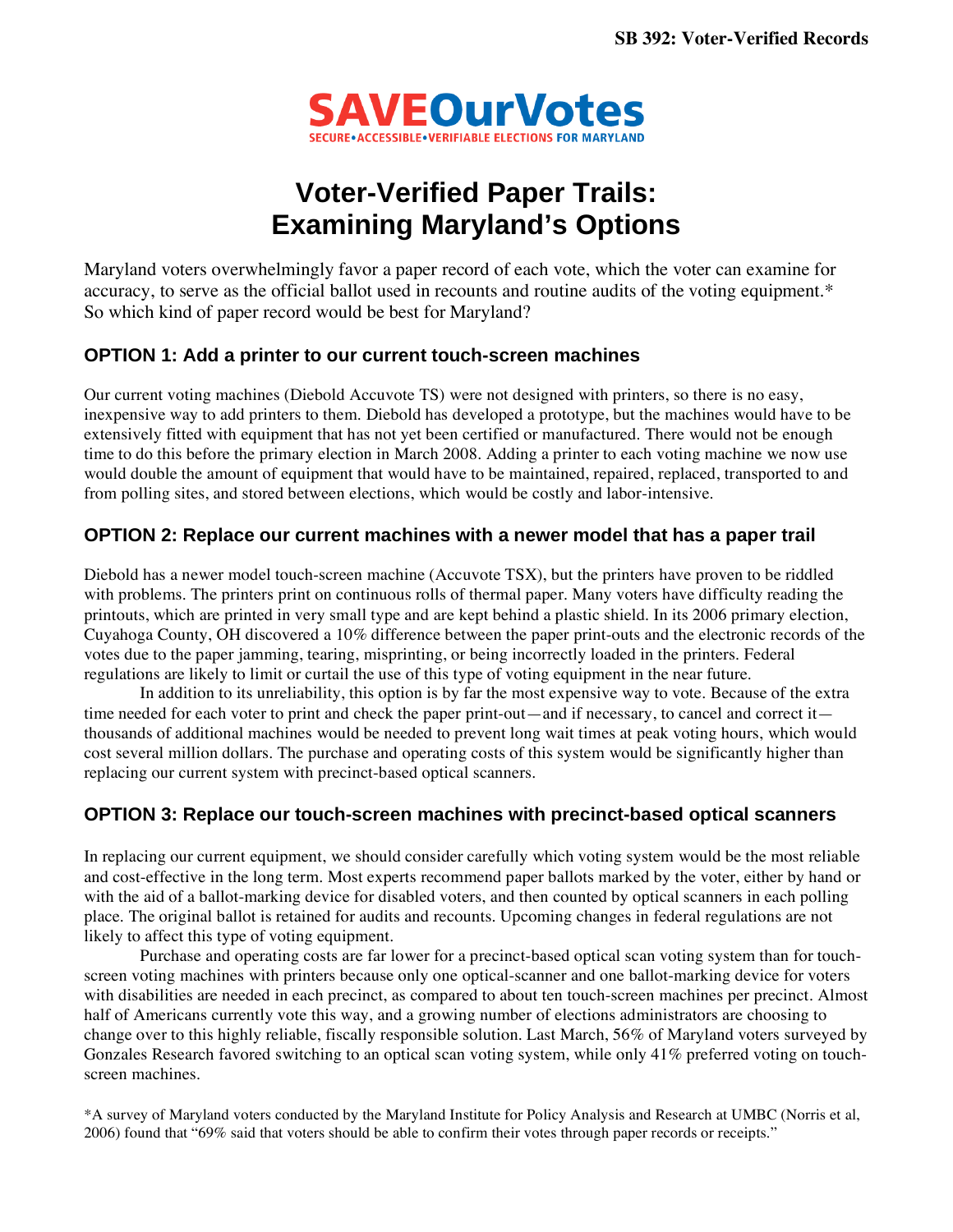**SB 392: Voter-Verified Records**

**SAVEOurVotes**

SECURE•ACCESSIBLE•VERIFIABLE ELECTIONS FOR MARYLAND

# Voter-Verified Paper Trails: Examining Maryland's Options

Maryland voters overwhelmingly favor a paper record of each vote, which the voter can examine for accuracy, to serve as the official ballot used in recounts and routine audits of the voting equipment.* So which kind of paper record would be best for Maryland?

## OPTION 1: Add a printer to our current touch-screen machines

Our current voting machines (Diebold Accuvote TS) were not designed with printers, so there is no easy, inexpensive way to add printers to them. Diebold has developed a prototype, but the machines would have to be extensively fitted with equipment that has not yet been certified or manufactured. There would not be enough time to do this before the primary election in March 2008. Adding a printer to each voting machine we now use would double the amount of equipment that would have to be maintained, repaired, replaced, transported to and from polling sites, and stored between elections, which would be costly and labor-intensive.

## OPTION 2: Replace our current machines with a newer model that has a paper trail

Diebold has a newer model touch-screen machine (Accuvote TSX), but the printers have proven to be riddled with problems. The printers print on continuous rolls of thermal paper. Many voters have difficulty reading the printouts, which are printed in very small type and are kept behind a plastic shield. In its 2006 primary election, Cuyahoga County, OH discovered a 10% difference between the paper print-outs and the electronic records of the votes due to the paper jamming, tearing, misprinting, or being incorrectly loaded in the printers. Federal regulations are likely to limit or curtail the use of this type of voting equipment in the near future.

In addition to its unreliability, this option is by far the most expensive way to vote. Because of the extra time needed for each voter to print and check the paper print-out—and if necessary, to cancel and correct it—thousands of additional machines would be needed to prevent long wait times at peak voting hours, which would cost several million dollars. The purchase and operating costs of this system would be significantly higher than replacing our current system with precinct-based optical scanners.

## OPTION 3: Replace our touch-screen machines with precinct-based optical scanners

In replacing our current equipment, we should consider carefully which voting system would be the most reliable and cost-effective in the long term. Most experts recommend paper ballots marked by the voter, either by hand or with the aid of a ballot-marking device for disabled voters, and then counted by optical scanners in each polling place. The original ballot is retained for audits and recounts. Upcoming changes in federal regulations are not likely to affect this type of voting equipment.

Purchase and operating costs are far lower for a precinct-based optical scan voting system than for touch-screen voting machines with printers because only one optical-scanner and one ballot-marking device for voters with disabilities are needed in each precinct, as compared to about ten touch-screen machines per precinct. Almost half of Americans currently vote this way, and a growing number of elections administrators are choosing to change over to this highly reliable, fiscally responsible solution. Last March, 56% of Maryland voters surveyed by Gonzales Research favored switching to an optical scan voting system, while only 41% preferred voting on touch-screen machines.

*A survey of Maryland voters conducted by the Maryland Institute for Policy Analysis and Research at UMBC (Norris et al, 2006) found that "69% said that voters should be able to confirm their votes through paper records or receipts."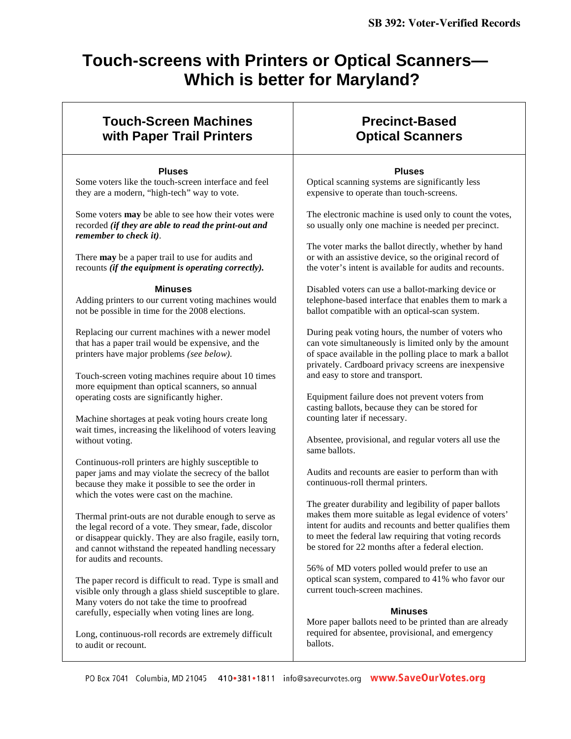**SB 392: Voter-Verified Records**

# Touch-screens with Printers or Optical Scanners—Which is better for Maryland?

## Touch-Screen Machines with Paper Trail Printers

### Pluses

Some voters like the touch-screen interface and feel they are a modern, "high-tech" way to vote.

Some voters **may** be able to see how their votes were recorded ***(if they are able to read the print-out and remember to check it)***.

There **may** be a paper trail to use for audits and recounts ***(if the equipment is operating correctly).***

### Minuses

Adding printers to our current voting machines would not be possible in time for the 2008 elections.

Replacing our current machines with a newer model that has a paper trail would be expensive, and the printers have major problems *(see below).*

Touch-screen voting machines require about 10 times more equipment than optical scanners, so annual operating costs are significantly higher.

Machine shortages at peak voting hours create long wait times, increasing the likelihood of voters leaving without voting.

Continuous-roll printers are highly susceptible to paper jams and may violate the secrecy of the ballot because they make it possible to see the order in which the votes were cast on the machine.

Thermal print-outs are not durable enough to serve as the legal record of a vote. They smear, fade, discolor or disappear quickly. They are also fragile, easily torn, and cannot withstand the repeated handling necessary for audits and recounts.

The paper record is difficult to read. Type is small and visible only through a glass shield susceptible to glare. Many voters do not take the time to proofread carefully, especially when voting lines are long.

Long, continuous-roll records are extremely difficult to audit or recount.

## Precinct-Based Optical Scanners

### Pluses

Optical scanning systems are significantly less expensive to operate than touch-screens.

The electronic machine is used only to count the votes, so usually only one machine is needed per precinct.

The voter marks the ballot directly, whether by hand or with an assistive device, so the original record of the voter's intent is available for audits and recounts.

Disabled voters can use a ballot-marking device or telephone-based interface that enables them to mark a ballot compatible with an optical-scan system.

During peak voting hours, the number of voters who can vote simultaneously is limited only by the amount of space available in the polling place to mark a ballot privately. Cardboard privacy screens are inexpensive and easy to store and transport.

Equipment failure does not prevent voters from casting ballots, because they can be stored for counting later if necessary.

Absentee, provisional, and regular voters all use the same ballots.

Audits and recounts are easier to perform than with continuous-roll thermal printers.

The greater durability and legibility of paper ballots makes them more suitable as legal evidence of voters' intent for audits and recounts and better qualifies them to meet the federal law requiring that voting records be stored for 22 months after a federal election.

56% of MD voters polled would prefer to use an optical scan system, compared to 41% who favor our current touch-screen machines.

### Minuses

More paper ballots need to be printed than are already required for absentee, provisional, and emergency ballots.

PO Box 7041 Columbia, MD 21045 410•381•1811 info@saveourvotes.org **www.SaveOurVotes.org**